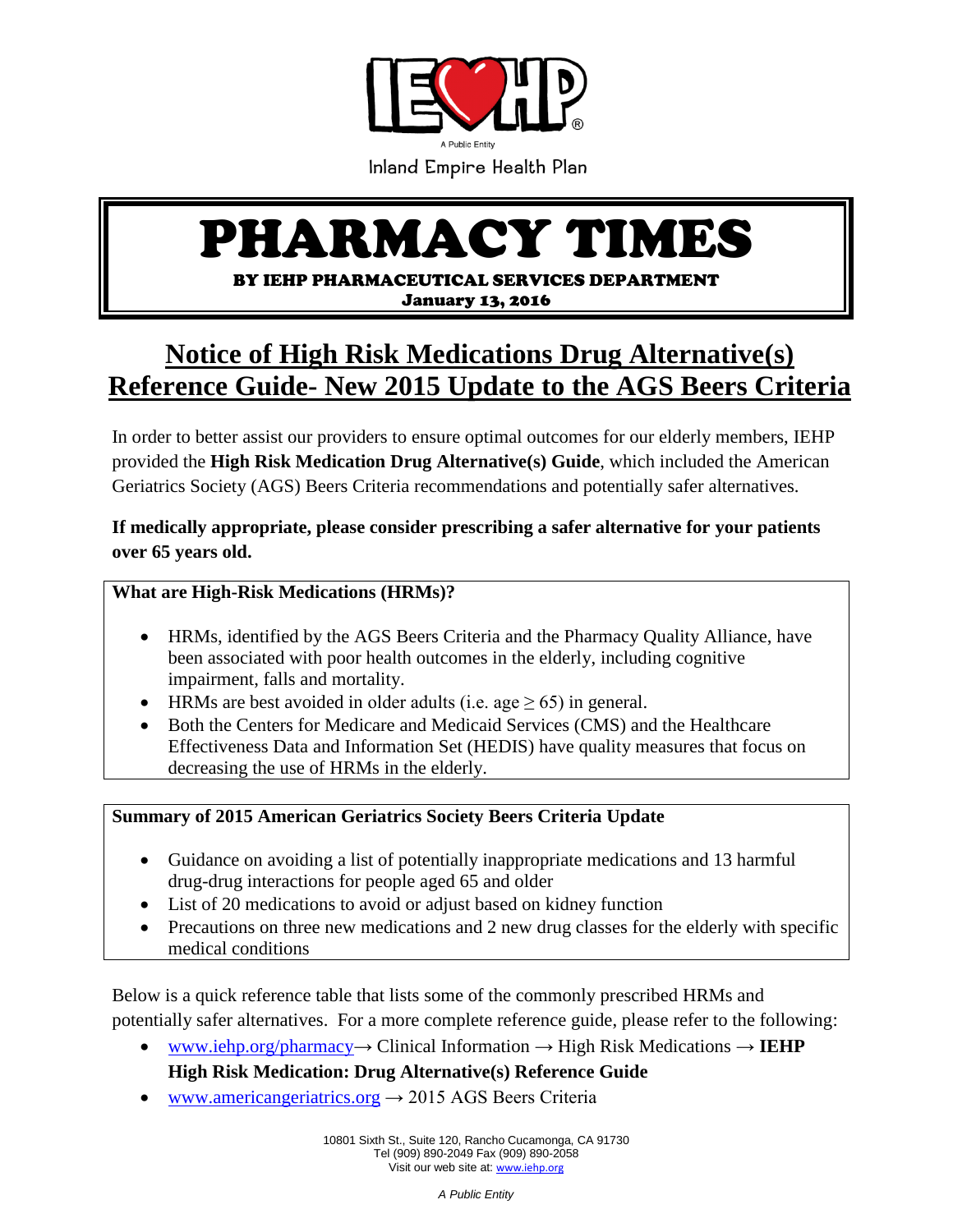A Public Entity

Inland Empire Health Plan

# PHARMACY TIMES

**BY IEHP PHARMACEUTICAL SERVICES DEPARTMENT**

**January 13, 2016**

## Notice of High Risk Medications Drug Alternative(s) Reference Guide- New 2015 Update to the AGS Beers Criteria

In order to better assist our providers to ensure optimal outcomes for our elderly members, IEHP provided the **High Risk Medication Drug Alternative(s) Guide**, which included the American Geriatrics Society (AGS) Beers Criteria recommendations and potentially safer alternatives.

**If medically appropriate, please consider prescribing a safer alternative for your patients over 65 years old.**

**What are High-Risk Medications (HRMs)?**

- HRMs, identified by the AGS Beers Criteria and the Pharmacy Quality Alliance, have been associated with poor health outcomes in the elderly, including cognitive impairment, falls and mortality.
- HRMs are best avoided in older adults (i.e. age $\geq 65$) in general.
- Both the Centers for Medicare and Medicaid Services (CMS) and the Healthcare Effectiveness Data and Information Set (HEDIS) have quality measures that focus on decreasing the use of HRMs in the elderly.

**Summary of 2015 American Geriatrics Society Beers Criteria Update**

- Guidance on avoiding a list of potentially inappropriate medications and 13 harmful drug-drug interactions for people aged 65 and older
- List of 20 medications to avoid or adjust based on kidney function
- Precautions on three new medications and 2 new drug classes for the elderly with specific medical conditions

Below is a quick reference table that lists some of the commonly prescribed HRMs and potentially safer alternatives. For a more complete reference guide, please refer to the following:

- www.iehp.org/pharmacy→ Clinical Information → High Risk Medications → **IEHP High Risk Medication: Drug Alternative(s) Reference Guide**
- www.americangeriatrics.org → 2015 AGS Beers Criteria

10801 Sixth St., Suite 120, Rancho Cucamonga, CA 91730
Tel (909) 890-2049 Fax (909) 890-2058
Visit our web site at: www.iehp.org

*A Public Entity*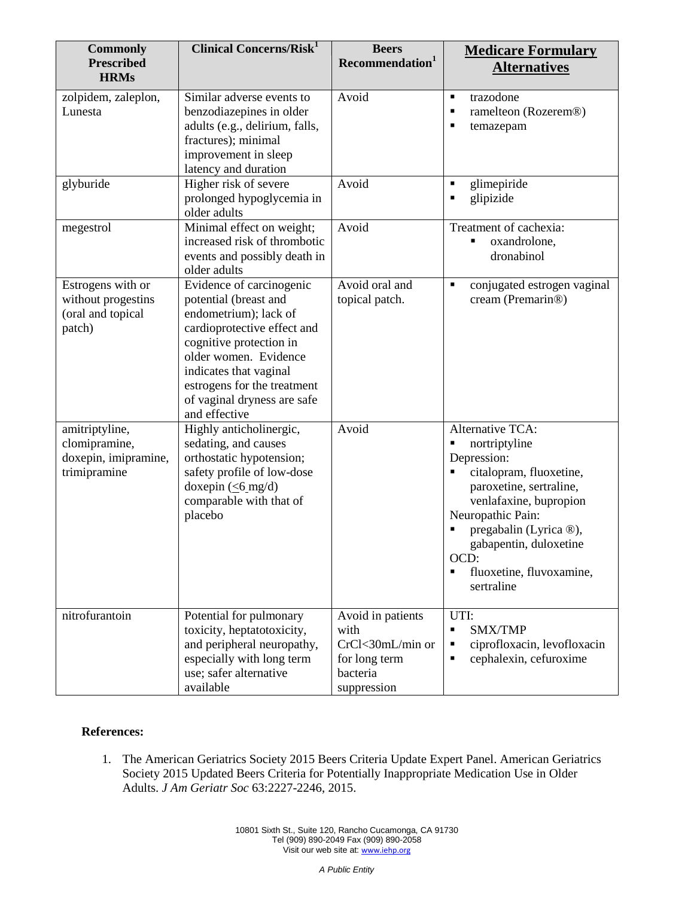| Commonly Prescribed HRMs | Clinical Concerns/Risk[1] | Beers Recommendation[1] | **Medicare Formulary Alternatives** |
|---|---|---|---|
| zolpidem, zaleplon, Lunesta | Similar adverse events to benzodiazepines in older adults (e.g., delirium, falls, fractures); minimal improvement in sleep latency and duration | Avoid | ▪ trazodone<br>▪ ramelteon (Rozerem®)<br>▪ temazepam |
| glyburide | Higher risk of severe prolonged hypoglycemia in older adults | Avoid | ▪ glimepiride<br>▪ glipizide |
| megestrol | Minimal effect on weight; increased risk of thrombotic events and possibly death in older adults | Avoid | Treatment of cachexia:<br>▪ oxandrolone, dronabinol |
| Estrogens with or without progestins (oral and topical patch) | Evidence of carcinogenic potential (breast and endometrium); lack of cardioprotective effect and cognitive protection in older women. Evidence indicates that vaginal estrogens for the treatment of vaginal dryness are safe and effective | Avoid oral and topical patch. | ▪ conjugated estrogen vaginal cream (Premarin®) |
| amitriptyline, clomipramine, doxepin, imipramine, trimipramine | Highly anticholinergic, sedating, and causes orthostatic hypotension; safety profile of low-dose doxepin ($\leq$6 mg/d) comparable with that of placebo | Avoid | Alternative TCA:<br>▪ nortriptyline<br>Depression:<br>▪ citalopram, fluoxetine, paroxetine, sertraline, venlafaxine, bupropion<br>Neuropathic Pain:<br>▪ pregabalin (Lyrica ®), gabapentin, duloxetine<br>OCD:<br>▪ fluoxetine, fluvoxamine, sertraline |
| nitrofurantoin | Potential for pulmonary toxicity, heptatotoxicity, and peripheral neuropathy, especially with long term use; safer alternative available | Avoid in patients with CrCl<30mL/min or for long term bacteria suppression | UTI:<br>▪ SMX/TMP<br>▪ ciprofloxacin, levofloxacin<br>▪ cephalexin, cefuroxime |

**References:**

1. The American Geriatrics Society 2015 Beers Criteria Update Expert Panel. American Geriatrics Society 2015 Updated Beers Criteria for Potentially Inappropriate Medication Use in Older Adults. *J Am Geriatr Soc* 63:2227-2246, 2015.

10801 Sixth St., Suite 120, Rancho Cucamonga, CA 91730
Tel (909) 890-2049 Fax (909) 890-2058
Visit our web site at: www.iehp.org

*A Public Entity*